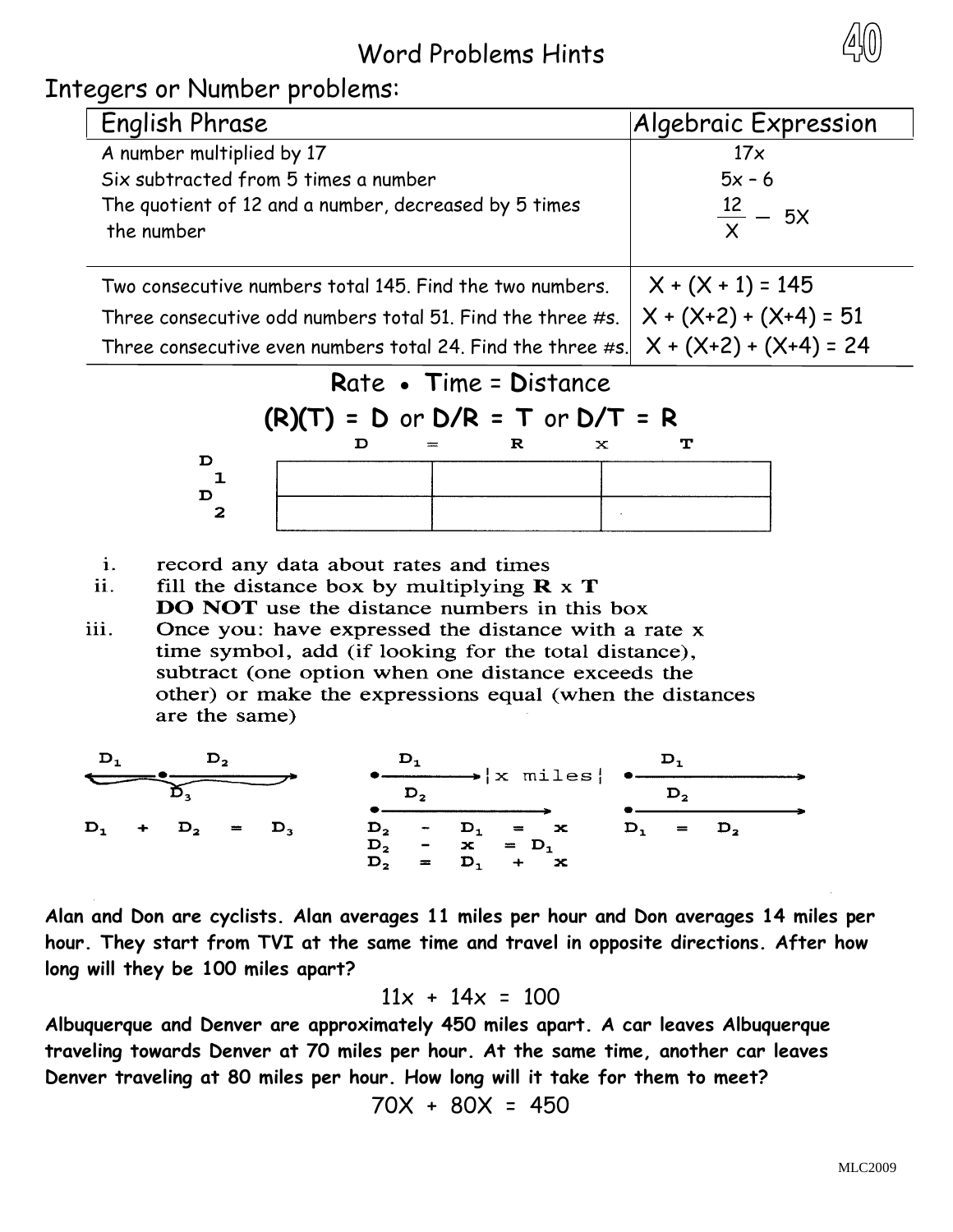# Word Problems Hints

## Integers or Number problems:

| English Phrase | Algebraic Expression |
|---|---|
| A number multiplied by 17 | $17x$ |
| Six subtracted from 5 times a number | $5x - 6$ |
| The quotient of 12 and a number, decreased by 5 times the number | $\frac{12}{X} - 5X$ |
| Two consecutive numbers total 145. Find the two numbers. | $X + (X + 1) = 145$ |
| Three consecutive odd numbers total 51. Find the three #s. | $X + (X+2) + (X+4) = 51$ |
| Three consecutive even numbers total 24. Find the three #s. | $X + (X+2) + (X+4) = 24$ |

## Rate • Time = Distance

**(R)(T) = D** or **D/R = T** or **D/T = R**

| | D | = R | x T |
|---|---|---|---|
| $D_1$ | | | |
| $D_2$ | | | |

i. record any data about rates and times

ii. fill the distance box by multiplying **R** x **T**
**DO NOT** use the distance numbers in this box

iii. Once you: have expressed the distance with a rate x time symbol, add (if looking for the total distance), subtract (one option when one distance exceeds the other) or make the expressions equal (when the distances are the same)

$D_1 \quad D_2 \quad D_3$

$D_1 + D_2 = D_3$

$D_1 \quad |x \text{ miles}| \quad D_2$

$D_2 - D_1 = x$

$D_2 - x = D_1$

$D_2 = D_1 + x$

$D_1 \quad D_2$

$D_1 = D_2$

**Alan and Don are cyclists. Alan averages 11 miles per hour and Don averages 14 miles per hour. They start from TVI at the same time and travel in opposite directions. After how long will they be 100 miles apart?**

$$11x + 14x = 100$$

**Albuquerque and Denver are approximately 450 miles apart. A car leaves Albuquerque traveling towards Denver at 70 miles per hour. At the same time, another car leaves Denver traveling at 80 miles per hour. How long will it take for them to meet?**

$$70X + 80X = 450$$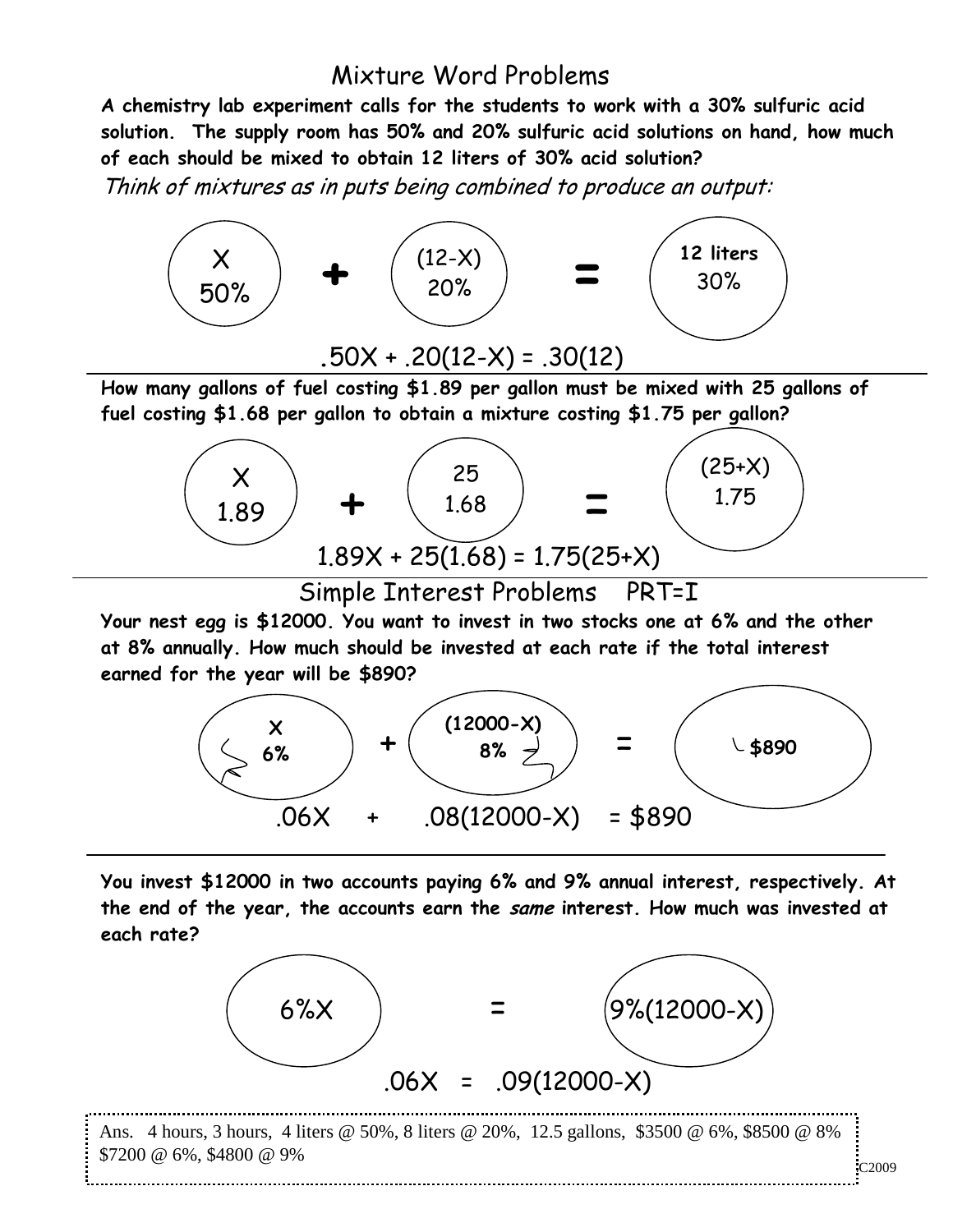# Mixture Word Problems

**A chemistry lab experiment calls for the students to work with a 30% sulfuric acid solution. The supply room has 50% and 20% sulfuric acid solutions on hand, how much of each should be mixed to obtain 12 liters of 30% acid solution?**

*Think of mixtures as in puts being combined to produce an output:*

X
50%

+

(12-X)
20%

=

**12 liters**
30%

$$.50X + .20(12-X) = .30(12)$$

**How many gallons of fuel costing $1.89 per gallon must be mixed with 25 gallons of fuel costing $1.68 per gallon to obtain a mixture costing $1.75 per gallon?**

X
1.89

+

25
1.68

=

(25+X)
1.75

$$1.89X + 25(1.68) = 1.75(25+X)$$

## Simple Interest Problems PRT=I

**Your nest egg is $12000. You want to invest in two stocks one at 6% and the other at 8% annually. How much should be invested at each rate if the total interest earned for the year will be $890?**

**X**
**6%**

+

**(12000-X)**
**8%**

=

**$890**

$$.06X + .08(12000-X) = \$890$$

**You invest $12000 in two accounts paying 6% and 9% annual interest, respectively. At the end of the year, the accounts earn the *same* interest. How much was invested at each rate?**

6%X

=

9%(12000-X)

$$.06X = .09(12000-X)$$

Ans. 4 hours, 3 hours, 4 liters @ 50%, 8 liters @ 20%, 12.5 gallons, $3500 @ 6%, $8500 @ 8%
$7200 @ 6%, $4800 @ 9%

C2009